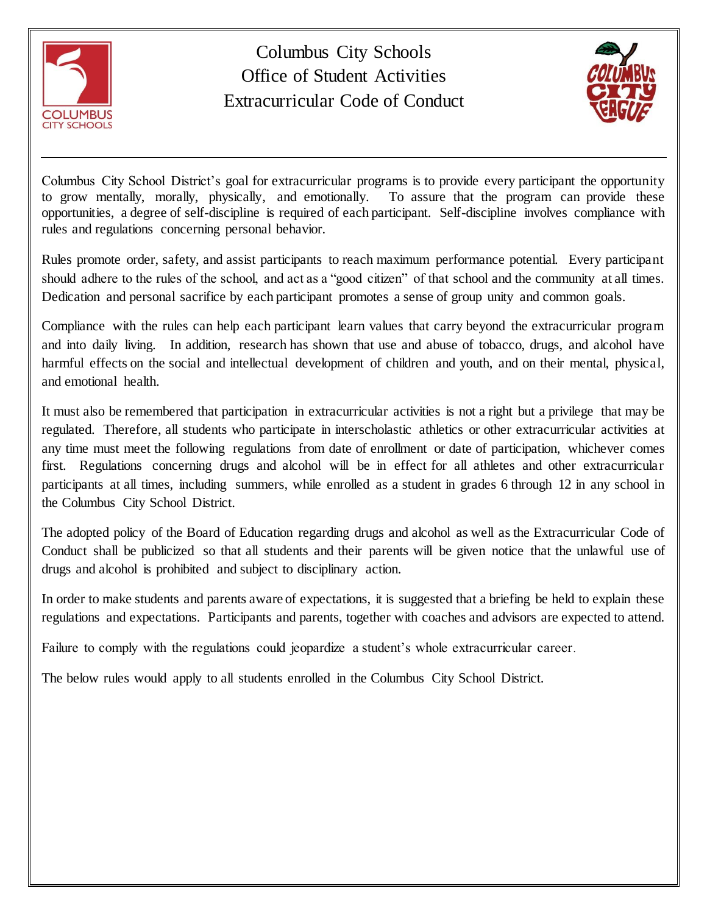# Columbus City Schools
## Office of Student Activities
## Extracurricular Code of Conduct

Columbus City School District's goal for extracurricular programs is to provide every participant the opportunity to grow mentally, morally, physically, and emotionally. To assure that the program can provide these opportunities, a degree of self-discipline is required of each participant. Self-discipline involves compliance with rules and regulations concerning personal behavior.

Rules promote order, safety, and assist participants to reach maximum performance potential. Every participant should adhere to the rules of the school, and act as a "good citizen" of that school and the community at all times. Dedication and personal sacrifice by each participant promotes a sense of group unity and common goals.

Compliance with the rules can help each participant learn values that carry beyond the extracurricular program and into daily living. In addition, research has shown that use and abuse of tobacco, drugs, and alcohol have harmful effects on the social and intellectual development of children and youth, and on their mental, physical, and emotional health.

It must also be remembered that participation in extracurricular activities is not a right but a privilege that may be regulated. Therefore, all students who participate in interscholastic athletics or other extracurricular activities at any time must meet the following regulations from date of enrollment or date of participation, whichever comes first. Regulations concerning drugs and alcohol will be in effect for all athletes and other extracurricular participants at all times, including summers, while enrolled as a student in grades 6 through 12 in any school in the Columbus City School District.

The adopted policy of the Board of Education regarding drugs and alcohol as well as the Extracurricular Code of Conduct shall be publicized so that all students and their parents will be given notice that the unlawful use of drugs and alcohol is prohibited and subject to disciplinary action.

In order to make students and parents aware of expectations, it is suggested that a briefing be held to explain these regulations and expectations. Participants and parents, together with coaches and advisors are expected to attend.

Failure to comply with the regulations could jeopardize a student's whole extracurricular career.

The below rules would apply to all students enrolled in the Columbus City School District.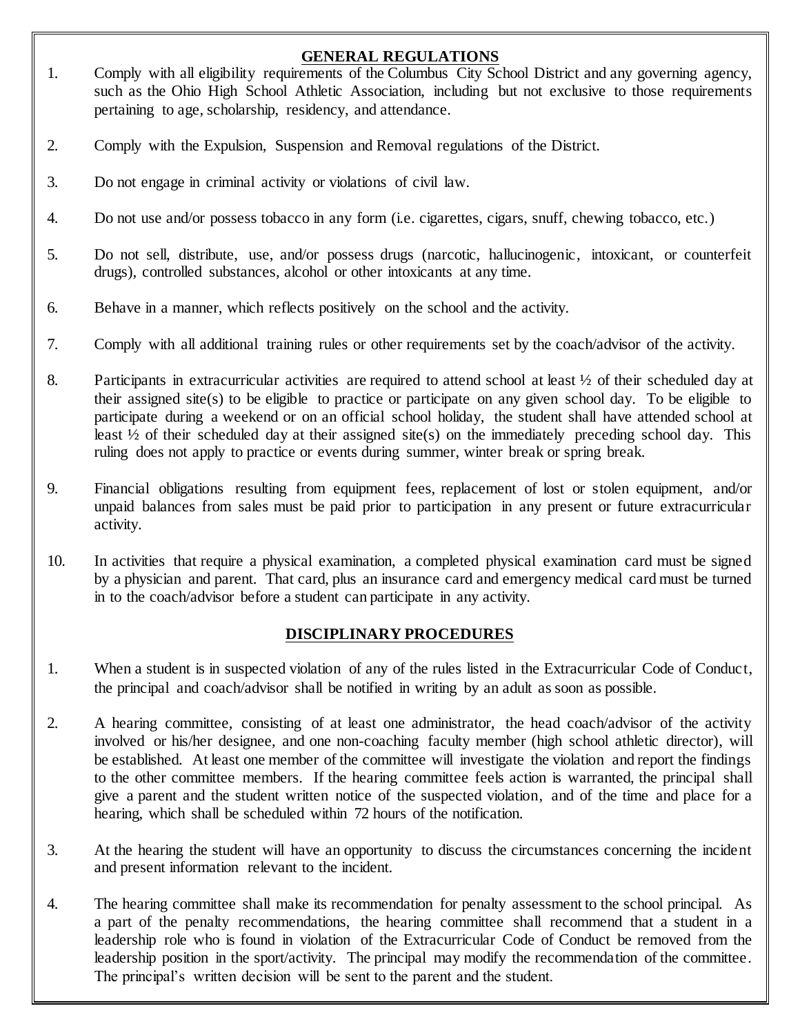## GENERAL REGULATIONS

1. Comply with all eligibility requirements of the Columbus City School District and any governing agency, such as the Ohio High School Athletic Association, including but not exclusive to those requirements pertaining to age, scholarship, residency, and attendance.

2. Comply with the Expulsion, Suspension and Removal regulations of the District.

3. Do not engage in criminal activity or violations of civil law.

4. Do not use and/or possess tobacco in any form (i.e. cigarettes, cigars, snuff, chewing tobacco, etc.)

5. Do not sell, distribute, use, and/or possess drugs (narcotic, hallucinogenic, intoxicant, or counterfeit drugs), controlled substances, alcohol or other intoxicants at any time.

6. Behave in a manner, which reflects positively on the school and the activity.

7. Comply with all additional training rules or other requirements set by the coach/advisor of the activity.

8. Participants in extracurricular activities are required to attend school at least ½ of their scheduled day at their assigned site(s) to be eligible to practice or participate on any given school day. To be eligible to participate during a weekend or on an official school holiday, the student shall have attended school at least ½ of their scheduled day at their assigned site(s) on the immediately preceding school day. This ruling does not apply to practice or events during summer, winter break or spring break.

9. Financial obligations resulting from equipment fees, replacement of lost or stolen equipment, and/or unpaid balances from sales must be paid prior to participation in any present or future extracurricular activity.

10. In activities that require a physical examination, a completed physical examination card must be signed by a physician and parent. That card, plus an insurance card and emergency medical card must be turned in to the coach/advisor before a student can participate in any activity.

## DISCIPLINARY PROCEDURES

1. When a student is in suspected violation of any of the rules listed in the Extracurricular Code of Conduct, the principal and coach/advisor shall be notified in writing by an adult as soon as possible.

2. A hearing committee, consisting of at least one administrator, the head coach/advisor of the activity involved or his/her designee, and one non-coaching faculty member (high school athletic director), will be established. At least one member of the committee will investigate the violation and report the findings to the other committee members. If the hearing committee feels action is warranted, the principal shall give a parent and the student written notice of the suspected violation, and of the time and place for a hearing, which shall be scheduled within 72 hours of the notification.

3. At the hearing the student will have an opportunity to discuss the circumstances concerning the incident and present information relevant to the incident.

4. The hearing committee shall make its recommendation for penalty assessment to the school principal. As a part of the penalty recommendations, the hearing committee shall recommend that a student in a leadership role who is found in violation of the Extracurricular Code of Conduct be removed from the leadership position in the sport/activity. The principal may modify the recommendation of the committee. The principal's written decision will be sent to the parent and the student.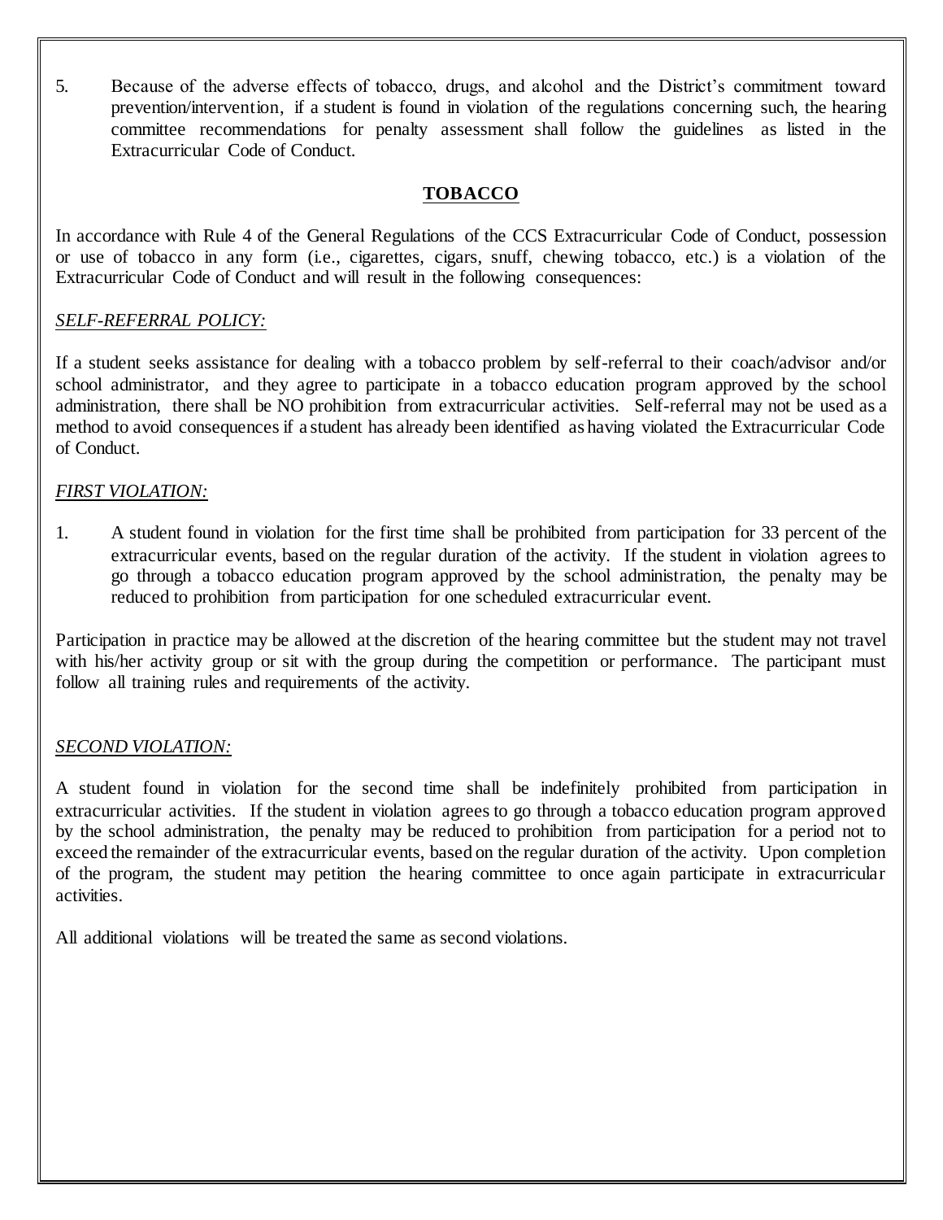5. Because of the adverse effects of tobacco, drugs, and alcohol and the District's commitment toward prevention/intervention, if a student is found in violation of the regulations concerning such, the hearing committee recommendations for penalty assessment shall follow the guidelines as listed in the Extracurricular Code of Conduct.

## **TOBACCO**

In accordance with Rule 4 of the General Regulations of the CCS Extracurricular Code of Conduct, possession or use of tobacco in any form (i.e., cigarettes, cigars, snuff, chewing tobacco, etc.) is a violation of the Extracurricular Code of Conduct and will result in the following consequences:

*SELF-REFERRAL POLICY:*

If a student seeks assistance for dealing with a tobacco problem by self-referral to their coach/advisor and/or school administrator, and they agree to participate in a tobacco education program approved by the school administration, there shall be NO prohibition from extracurricular activities. Self-referral may not be used as a method to avoid consequences if a student has already been identified as having violated the Extracurricular Code of Conduct.

*FIRST VIOLATION:*

1. A student found in violation for the first time shall be prohibited from participation for 33 percent of the extracurricular events, based on the regular duration of the activity. If the student in violation agrees to go through a tobacco education program approved by the school administration, the penalty may be reduced to prohibition from participation for one scheduled extracurricular event.

Participation in practice may be allowed at the discretion of the hearing committee but the student may not travel with his/her activity group or sit with the group during the competition or performance. The participant must follow all training rules and requirements of the activity.

*SECOND VIOLATION:*

A student found in violation for the second time shall be indefinitely prohibited from participation in extracurricular activities. If the student in violation agrees to go through a tobacco education program approved by the school administration, the penalty may be reduced to prohibition from participation for a period not to exceed the remainder of the extracurricular events, based on the regular duration of the activity. Upon completion of the program, the student may petition the hearing committee to once again participate in extracurricular activities.

All additional violations will be treated the same as second violations.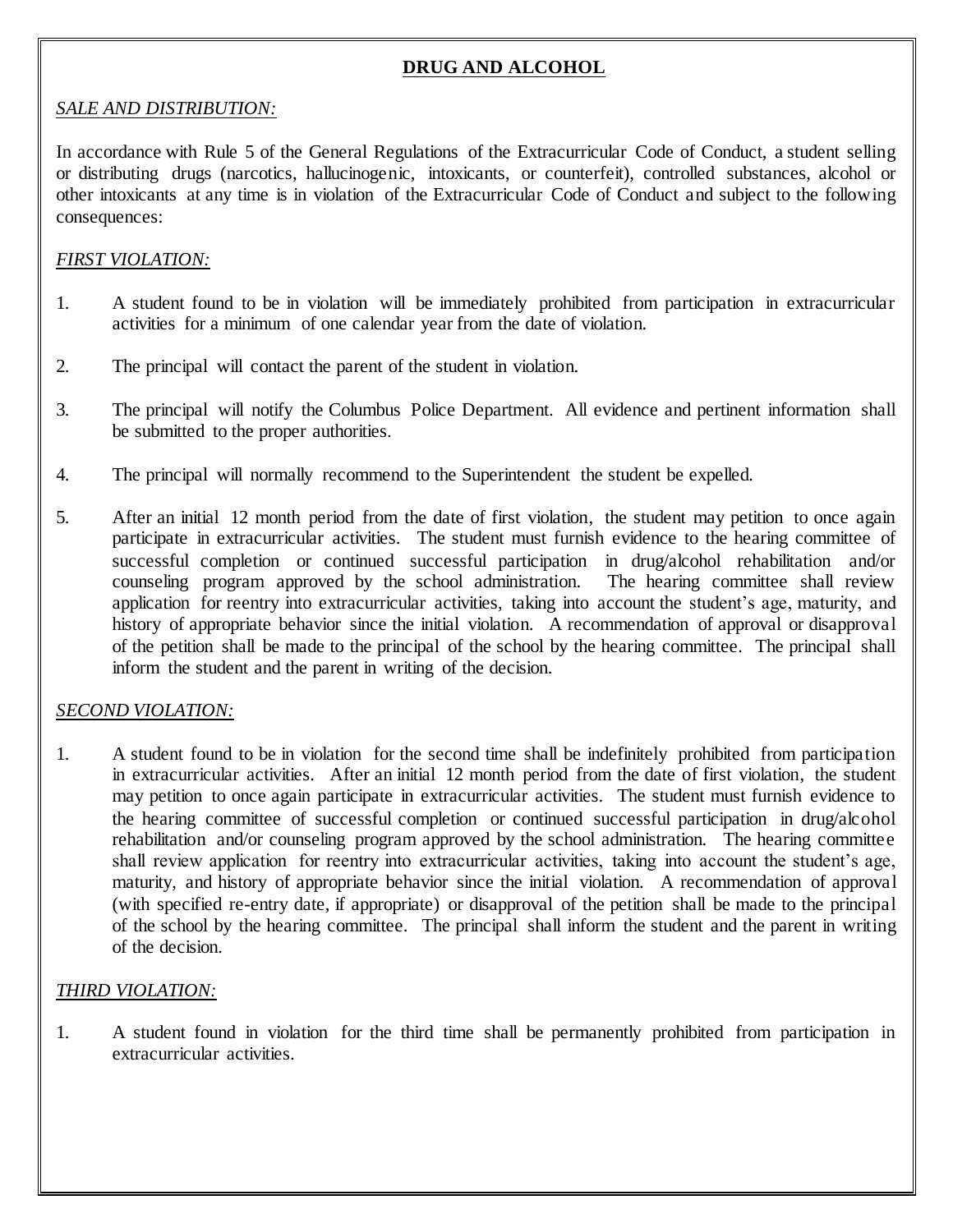## **DRUG AND ALCOHOL**

*SALE AND DISTRIBUTION:*

In accordance with Rule 5 of the General Regulations of the Extracurricular Code of Conduct, a student selling or distributing drugs (narcotics, hallucinogenic, intoxicants, or counterfeit), controlled substances, alcohol or other intoxicants at any time is in violation of the Extracurricular Code of Conduct and subject to the following consequences:

*FIRST VIOLATION:*

1. A student found to be in violation will be immediately prohibited from participation in extracurricular activities for a minimum of one calendar year from the date of violation.

2. The principal will contact the parent of the student in violation.

3. The principal will notify the Columbus Police Department. All evidence and pertinent information shall be submitted to the proper authorities.

4. The principal will normally recommend to the Superintendent the student be expelled.

5. After an initial 12 month period from the date of first violation, the student may petition to once again participate in extracurricular activities. The student must furnish evidence to the hearing committee of successful completion or continued successful participation in drug/alcohol rehabilitation and/or counseling program approved by the school administration. The hearing committee shall review application for reentry into extracurricular activities, taking into account the student's age, maturity, and history of appropriate behavior since the initial violation. A recommendation of approval or disapproval of the petition shall be made to the principal of the school by the hearing committee. The principal shall inform the student and the parent in writing of the decision.

*SECOND VIOLATION:*

1. A student found to be in violation for the second time shall be indefinitely prohibited from participation in extracurricular activities. After an initial 12 month period from the date of first violation, the student may petition to once again participate in extracurricular activities. The student must furnish evidence to the hearing committee of successful completion or continued successful participation in drug/alcohol rehabilitation and/or counseling program approved by the school administration. The hearing committee shall review application for reentry into extracurricular activities, taking into account the student's age, maturity, and history of appropriate behavior since the initial violation. A recommendation of approval (with specified re-entry date, if appropriate) or disapproval of the petition shall be made to the principal of the school by the hearing committee. The principal shall inform the student and the parent in writing of the decision.

*THIRD VIOLATION:*

1. A student found in violation for the third time shall be permanently prohibited from participation in extracurricular activities.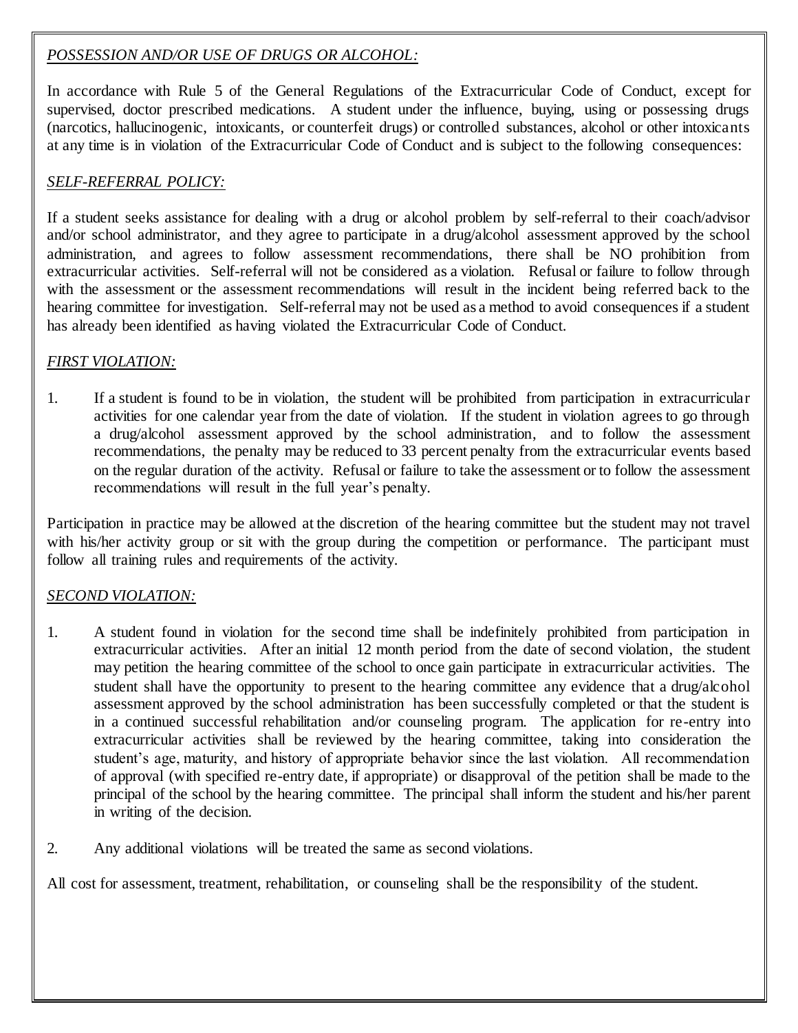*POSSESSION AND/OR USE OF DRUGS OR ALCOHOL:*

In accordance with Rule 5 of the General Regulations of the Extracurricular Code of Conduct, except for supervised, doctor prescribed medications. A student under the influence, buying, using or possessing drugs (narcotics, hallucinogenic, intoxicants, or counterfeit drugs) or controlled substances, alcohol or other intoxicants at any time is in violation of the Extracurricular Code of Conduct and is subject to the following consequences:

*SELF-REFERRAL POLICY:*

If a student seeks assistance for dealing with a drug or alcohol problem by self-referral to their coach/advisor and/or school administrator, and they agree to participate in a drug/alcohol assessment approved by the school administration, and agrees to follow assessment recommendations, there shall be NO prohibition from extracurricular activities. Self-referral will not be considered as a violation. Refusal or failure to follow through with the assessment or the assessment recommendations will result in the incident being referred back to the hearing committee for investigation. Self-referral may not be used as a method to avoid consequences if a student has already been identified as having violated the Extracurricular Code of Conduct.

*FIRST VIOLATION:*

1. If a student is found to be in violation, the student will be prohibited from participation in extracurricular activities for one calendar year from the date of violation. If the student in violation agrees to go through a drug/alcohol assessment approved by the school administration, and to follow the assessment recommendations, the penalty may be reduced to 33 percent penalty from the extracurricular events based on the regular duration of the activity. Refusal or failure to take the assessment or to follow the assessment recommendations will result in the full year's penalty.

Participation in practice may be allowed at the discretion of the hearing committee but the student may not travel with his/her activity group or sit with the group during the competition or performance. The participant must follow all training rules and requirements of the activity.

*SECOND VIOLATION:*

1. A student found in violation for the second time shall be indefinitely prohibited from participation in extracurricular activities. After an initial 12 month period from the date of second violation, the student may petition the hearing committee of the school to once gain participate in extracurricular activities. The student shall have the opportunity to present to the hearing committee any evidence that a drug/alcohol assessment approved by the school administration has been successfully completed or that the student is in a continued successful rehabilitation and/or counseling program. The application for re-entry into extracurricular activities shall be reviewed by the hearing committee, taking into consideration the student's age, maturity, and history of appropriate behavior since the last violation. All recommendation of approval (with specified re-entry date, if appropriate) or disapproval of the petition shall be made to the principal of the school by the hearing committee. The principal shall inform the student and his/her parent in writing of the decision.

2. Any additional violations will be treated the same as second violations.

All cost for assessment, treatment, rehabilitation, or counseling shall be the responsibility of the student.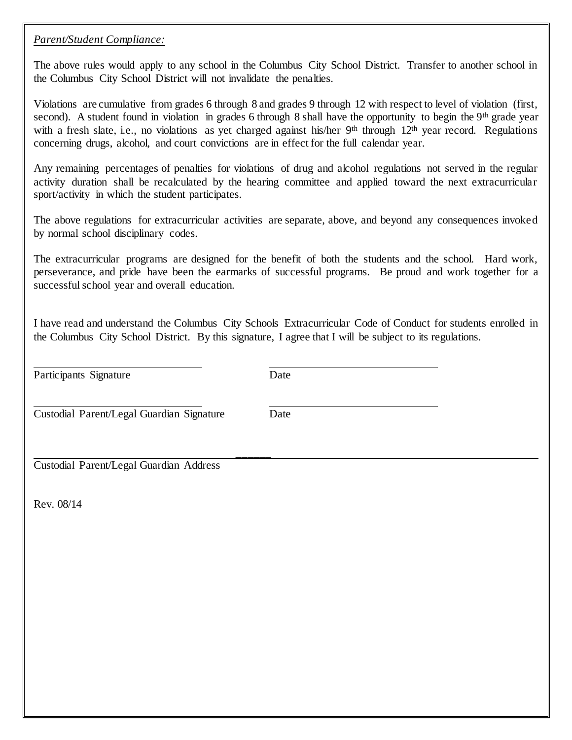*Parent/Student Compliance:*

The above rules would apply to any school in the Columbus City School District. Transfer to another school in the Columbus City School District will not invalidate the penalties.

Violations are cumulative from grades 6 through 8 and grades 9 through 12 with respect to level of violation (first, second). A student found in violation in grades 6 through 8 shall have the opportunity to begin the 9th grade year with a fresh slate, i.e., no violations as yet charged against his/her 9th through 12th year record. Regulations concerning drugs, alcohol, and court convictions are in effect for the full calendar year.

Any remaining percentages of penalties for violations of drug and alcohol regulations not served in the regular activity duration shall be recalculated by the hearing committee and applied toward the next extracurricular sport/activity in which the student participates.

The above regulations for extracurricular activities are separate, above, and beyond any consequences invoked by normal school disciplinary codes.

The extracurricular programs are designed for the benefit of both the students and the school. Hard work, perseverance, and pride have been the earmarks of successful programs. Be proud and work together for a successful school year and overall education.

I have read and understand the Columbus City Schools Extracurricular Code of Conduct for students enrolled in the Columbus City School District. By this signature, I agree that I will be subject to its regulations.

\_\_\_\_\_\_\_\_\_\_\_\_\_\_\_\_\_\_\_\_\_\_\_\_\_\_\_\_\_\_\_\_ \_\_\_\_\_\_\_\_\_\_\_\_\_\_\_\_\_\_\_\_\_\_\_\_\_\_\_\_\_\_\_\_
Participants Signature Date

\_\_\_\_\_\_\_\_\_\_\_\_\_\_\_\_\_\_\_\_\_\_\_\_\_\_\_\_\_\_\_\_ \_\_\_\_\_\_\_\_\_\_\_\_\_\_\_\_\_\_\_\_\_\_\_\_\_\_\_\_\_\_\_\_
Custodial Parent/Legal Guardian Signature Date

\_\_\_\_\_\_\_\_\_\_\_\_\_\_\_\_\_\_\_\_\_\_\_\_\_\_\_\_\_\_\_\_\_\_\_\_\_\_\_\_\_\_\_\_\_\_\_\_\_\_\_\_\_\_\_\_\_\_\_\_\_\_\_\_\_\_\_\_\_\_\_\_\_\_\_\_\_\_\_\_\_\_\_\_\_\_\_\_\_\_\_\_\_\_
Custodial Parent/Legal Guardian Address

Rev. 08/14